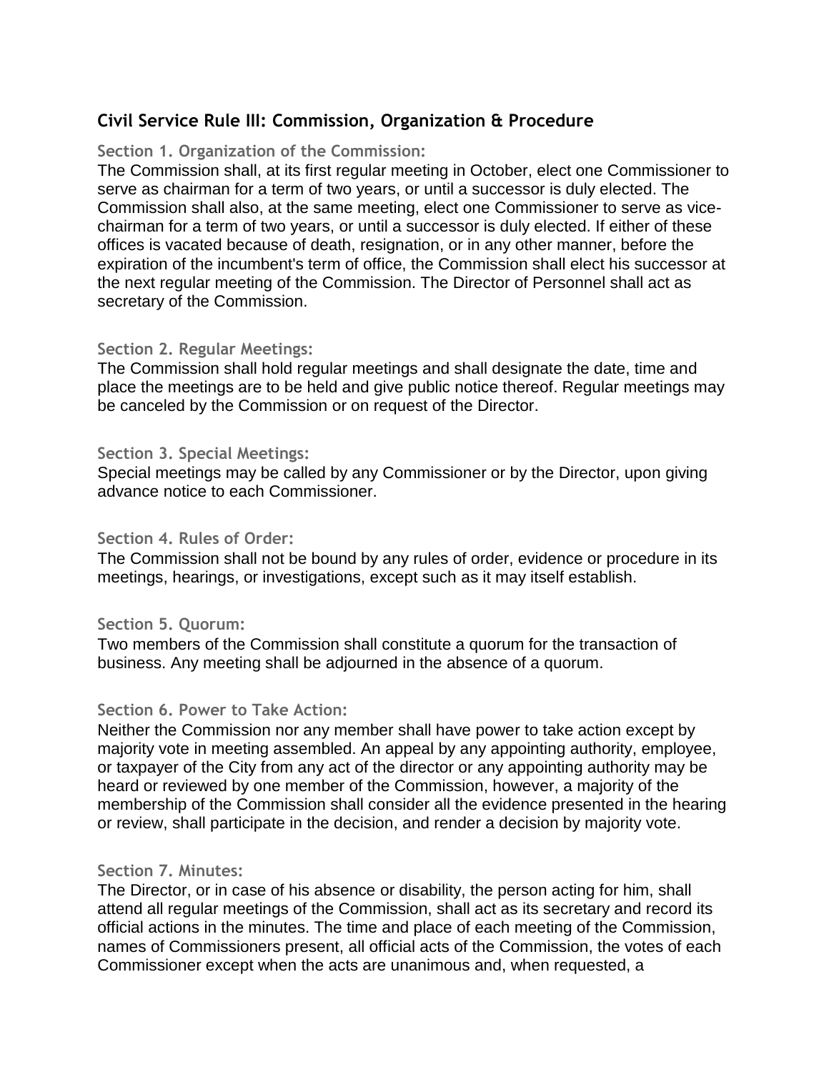## Civil Service Rule III: Commission, Organization & Procedure

### Section 1. Organization of the Commission:

The Commission shall, at its first regular meeting in October, elect one Commissioner to serve as chairman for a term of two years, or until a successor is duly elected. The Commission shall also, at the same meeting, elect one Commissioner to serve as vice-chairman for a term of two years, or until a successor is duly elected. If either of these offices is vacated because of death, resignation, or in any other manner, before the expiration of the incumbent's term of office, the Commission shall elect his successor at the next regular meeting of the Commission. The Director of Personnel shall act as secretary of the Commission.

### Section 2. Regular Meetings:

The Commission shall hold regular meetings and shall designate the date, time and place the meetings are to be held and give public notice thereof. Regular meetings may be canceled by the Commission or on request of the Director.

### Section 3. Special Meetings:

Special meetings may be called by any Commissioner or by the Director, upon giving advance notice to each Commissioner.

### Section 4. Rules of Order:

The Commission shall not be bound by any rules of order, evidence or procedure in its meetings, hearings, or investigations, except such as it may itself establish.

### Section 5. Quorum:

Two members of the Commission shall constitute a quorum for the transaction of business. Any meeting shall be adjourned in the absence of a quorum.

### Section 6. Power to Take Action:

Neither the Commission nor any member shall have power to take action except by majority vote in meeting assembled. An appeal by any appointing authority, employee, or taxpayer of the City from any act of the director or any appointing authority may be heard or reviewed by one member of the Commission, however, a majority of the membership of the Commission shall consider all the evidence presented in the hearing or review, shall participate in the decision, and render a decision by majority vote.

### Section 7. Minutes:

The Director, or in case of his absence or disability, the person acting for him, shall attend all regular meetings of the Commission, shall act as its secretary and record its official actions in the minutes. The time and place of each meeting of the Commission, names of Commissioners present, all official acts of the Commission, the votes of each Commissioner except when the acts are unanimous and, when requested, a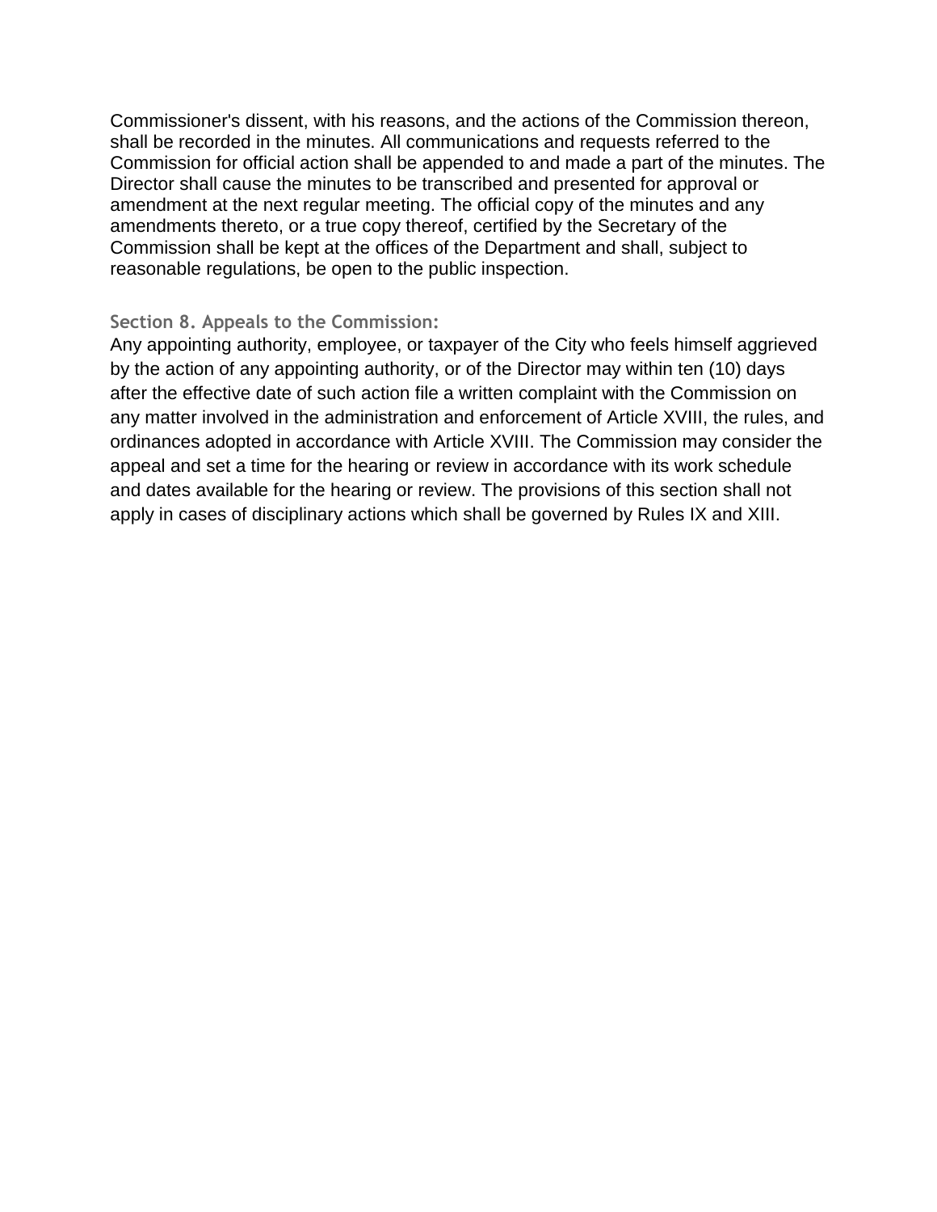Commissioner's dissent, with his reasons, and the actions of the Commission thereon, shall be recorded in the minutes. All communications and requests referred to the Commission for official action shall be appended to and made a part of the minutes. The Director shall cause the minutes to be transcribed and presented for approval or amendment at the next regular meeting. The official copy of the minutes and any amendments thereto, or a true copy thereof, certified by the Secretary of the Commission shall be kept at the offices of the Department and shall, subject to reasonable regulations, be open to the public inspection.

### Section 8. Appeals to the Commission:

Any appointing authority, employee, or taxpayer of the City who feels himself aggrieved by the action of any appointing authority, or of the Director may within ten (10) days after the effective date of such action file a written complaint with the Commission on any matter involved in the administration and enforcement of Article XVIII, the rules, and ordinances adopted in accordance with Article XVIII. The Commission may consider the appeal and set a time for the hearing or review in accordance with its work schedule and dates available for the hearing or review. The provisions of this section shall not apply in cases of disciplinary actions which shall be governed by Rules IX and XIII.